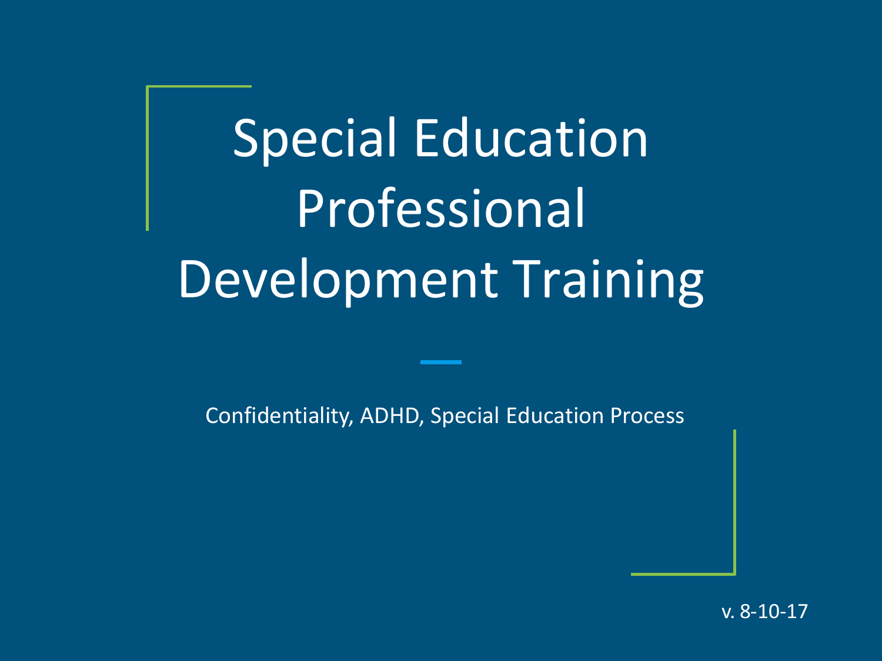# Special Education Professional Development Training

Confidentiality, ADHD, Special Education Process

v. 8-10-17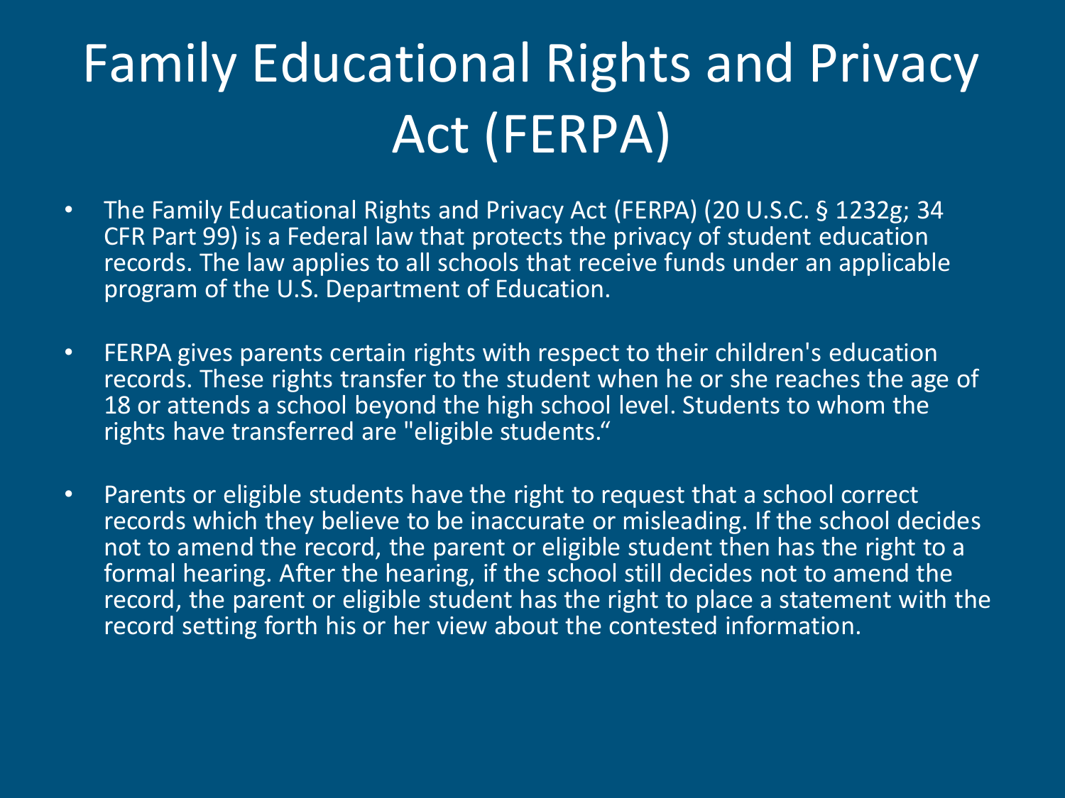# Family Educational Rights and Privacy Act (FERPA)

- The Family Educational Rights and Privacy Act (FERPA) (20 U.S.C. § 1232g; 34 CFR Part 99) is a Federal law that protects the privacy of student education records. The law applies to all schools that receive funds under an applicable program of the U.S. Department of Education.

- FERPA gives parents certain rights with respect to their children's education records. These rights transfer to the student when he or she reaches the age of 18 or attends a school beyond the high school level. Students to whom the rights have transferred are "eligible students."

- Parents or eligible students have the right to request that a school correct records which they believe to be inaccurate or misleading. If the school decides not to amend the record, the parent or eligible student then has the right to a formal hearing. After the hearing, if the school still decides not to amend the record, the parent or eligible student has the right to place a statement with the record setting forth his or her view about the contested information.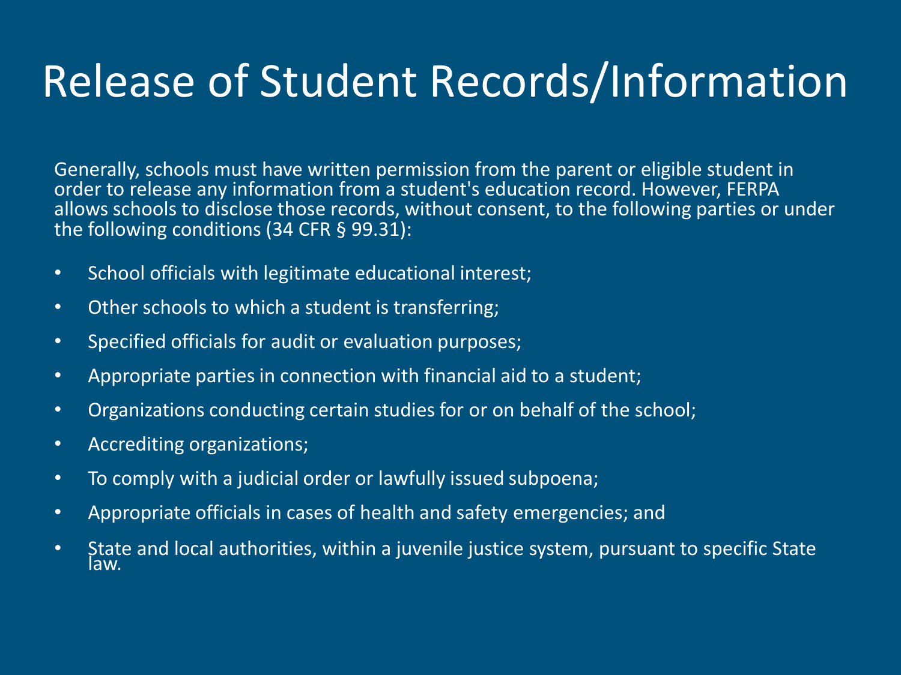# Release of Student Records/Information

Generally, schools must have written permission from the parent or eligible student in order to release any information from a student's education record. However, FERPA allows schools to disclose those records, without consent, to the following parties or under the following conditions (34 CFR § 99.31):

- School officials with legitimate educational interest;
- Other schools to which a student is transferring;
- Specified officials for audit or evaluation purposes;
- Appropriate parties in connection with financial aid to a student;
- Organizations conducting certain studies for or on behalf of the school;
- Accrediting organizations;
- To comply with a judicial order or lawfully issued subpoena;
- Appropriate officials in cases of health and safety emergencies; and
- State and local authorities, within a juvenile justice system, pursuant to specific State law.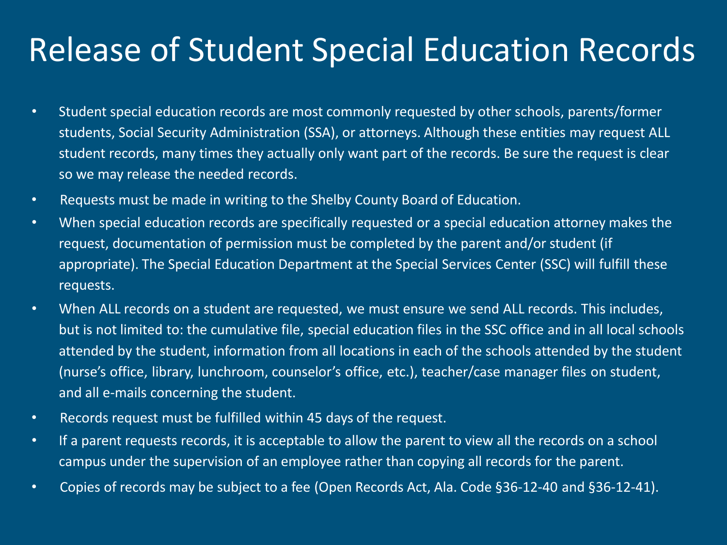# Release of Student Special Education Records

- Student special education records are most commonly requested by other schools, parents/former students, Social Security Administration (SSA), or attorneys. Although these entities may request ALL student records, many times they actually only want part of the records. Be sure the request is clear so we may release the needed records.
- Requests must be made in writing to the Shelby County Board of Education.
- When special education records are specifically requested or a special education attorney makes the request, documentation of permission must be completed by the parent and/or student (if appropriate). The Special Education Department at the Special Services Center (SSC) will fulfill these requests.
- When ALL records on a student are requested, we must ensure we send ALL records. This includes, but is not limited to: the cumulative file, special education files in the SSC office and in all local schools attended by the student, information from all locations in each of the schools attended by the student (nurse's office, library, lunchroom, counselor's office, etc.), teacher/case manager files on student, and all e-mails concerning the student.
- Records request must be fulfilled within 45 days of the request.
- If a parent requests records, it is acceptable to allow the parent to view all the records on a school campus under the supervision of an employee rather than copying all records for the parent.
- Copies of records may be subject to a fee (Open Records Act, Ala. Code §36-12-40 and §36-12-41).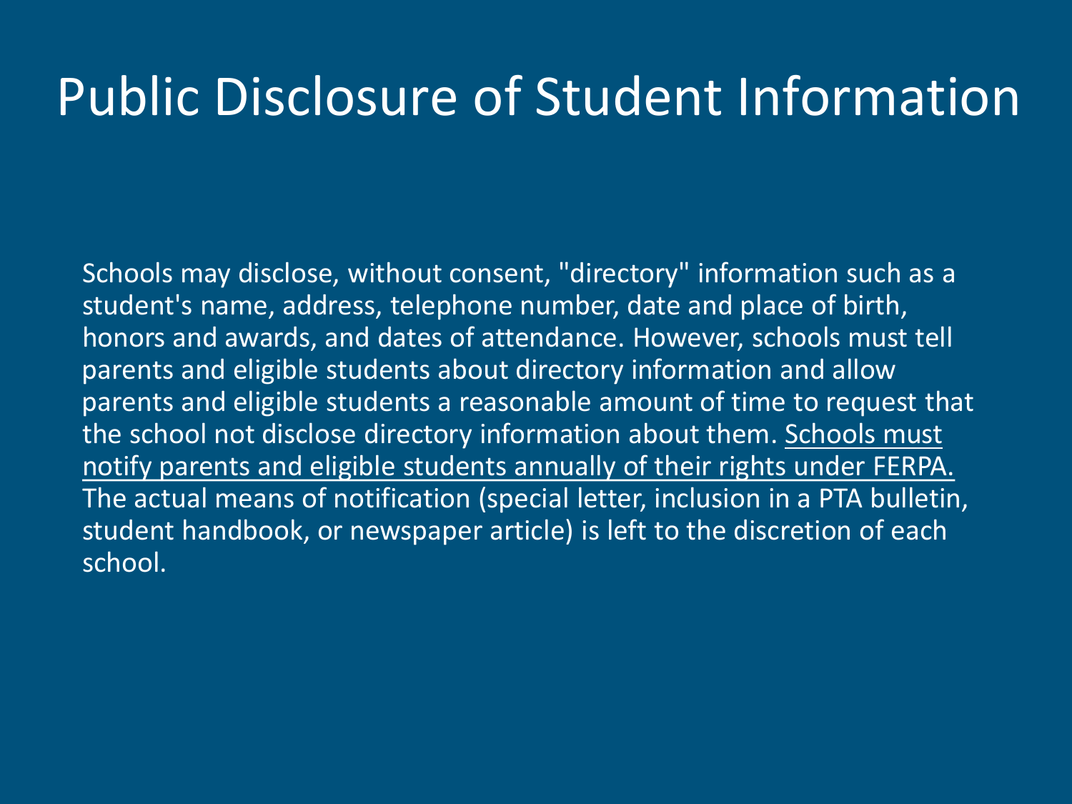# Public Disclosure of Student Information

Schools may disclose, without consent, "directory" information such as a student's name, address, telephone number, date and place of birth, honors and awards, and dates of attendance. However, schools must tell parents and eligible students about directory information and allow parents and eligible students a reasonable amount of time to request that the school not disclose directory information about them. <u>Schools must notify parents and eligible students annually of their rights under FERPA.</u> The actual means of notification (special letter, inclusion in a PTA bulletin, student handbook, or newspaper article) is left to the discretion of each school.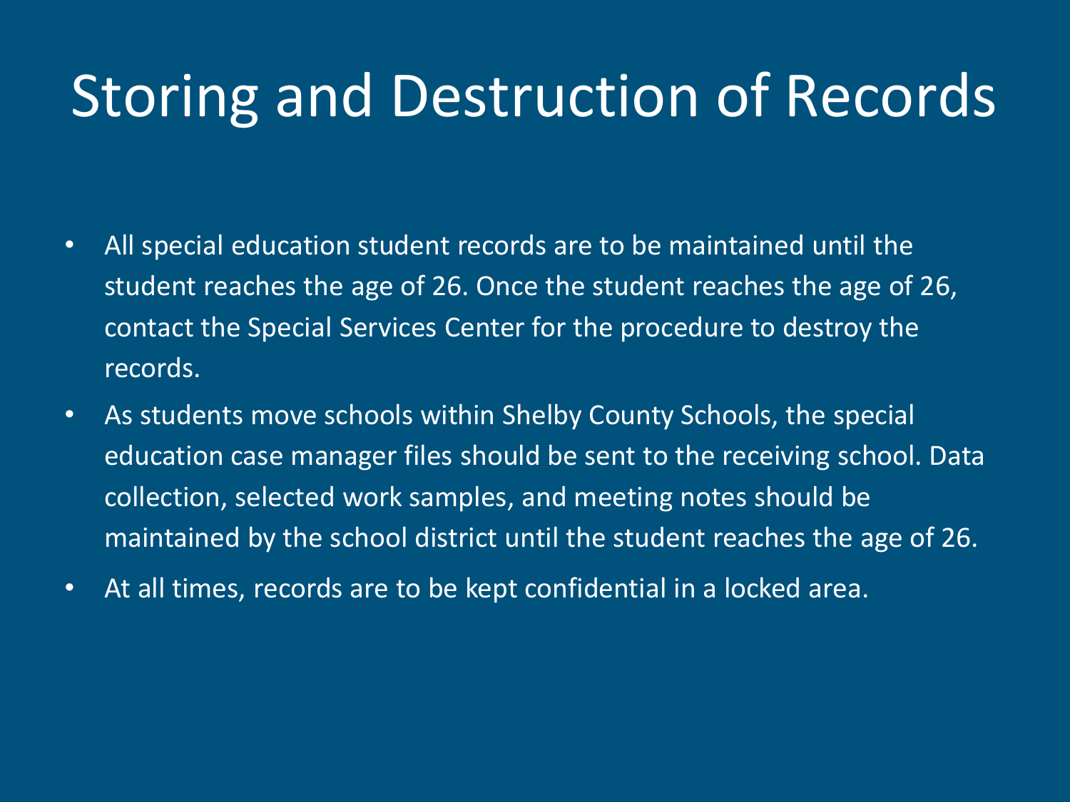# Storing and Destruction of Records

- All special education student records are to be maintained until the student reaches the age of 26. Once the student reaches the age of 26, contact the Special Services Center for the procedure to destroy the records.
- As students move schools within Shelby County Schools, the special education case manager files should be sent to the receiving school. Data collection, selected work samples, and meeting notes should be maintained by the school district until the student reaches the age of 26.
- At all times, records are to be kept confidential in a locked area.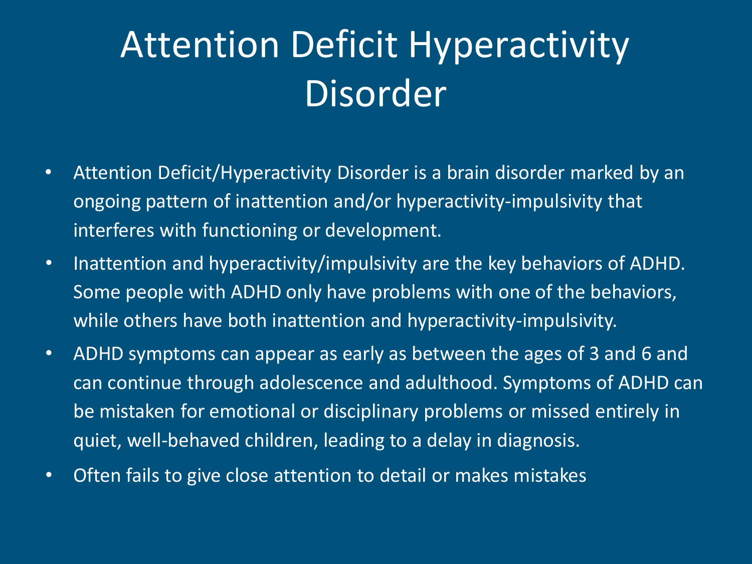# Attention Deficit Hyperactivity Disorder

- Attention Deficit/Hyperactivity Disorder is a brain disorder marked by an ongoing pattern of inattention and/or hyperactivity-impulsivity that interferes with functioning or development.
- Inattention and hyperactivity/impulsivity are the key behaviors of ADHD. Some people with ADHD only have problems with one of the behaviors, while others have both inattention and hyperactivity-impulsivity.
- ADHD symptoms can appear as early as between the ages of 3 and 6 and can continue through adolescence and adulthood. Symptoms of ADHD can be mistaken for emotional or disciplinary problems or missed entirely in quiet, well-behaved children, leading to a delay in diagnosis.
- Often fails to give close attention to detail or makes mistakes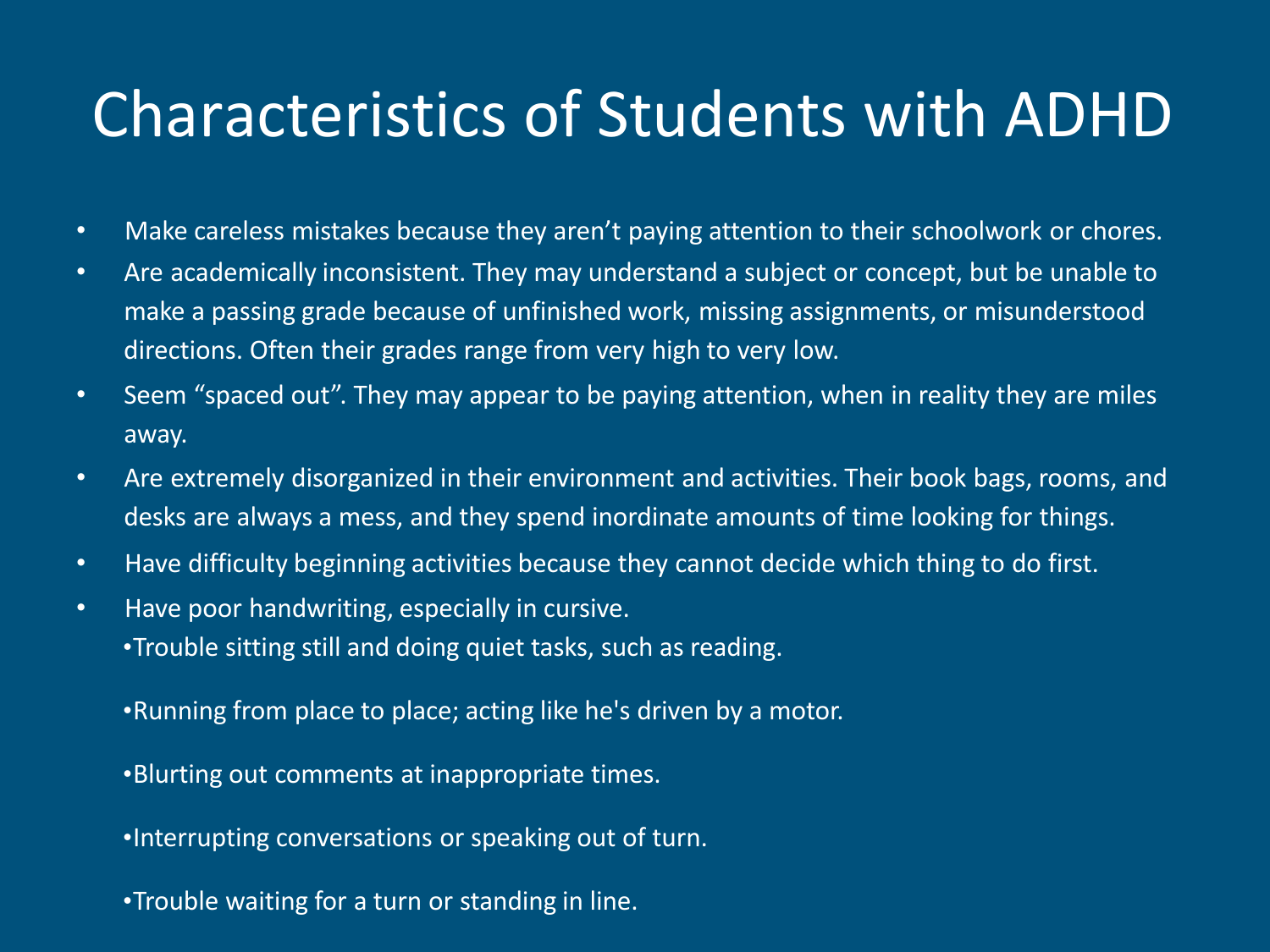# Characteristics of Students with ADHD

- Make careless mistakes because they aren't paying attention to their schoolwork or chores.
- Are academically inconsistent. They may understand a subject or concept, but be unable to make a passing grade because of unfinished work, missing assignments, or misunderstood directions. Often their grades range from very high to very low.
- Seem "spaced out". They may appear to be paying attention, when in reality they are miles away.
- Are extremely disorganized in their environment and activities. Their book bags, rooms, and desks are always a mess, and they spend inordinate amounts of time looking for things.
- Have difficulty beginning activities because they cannot decide which thing to do first.
- Have poor handwriting, especially in cursive.
  - Trouble sitting still and doing quiet tasks, such as reading.
  - Running from place to place; acting like he's driven by a motor.
  - Blurting out comments at inappropriate times.
  - Interrupting conversations or speaking out of turn.
  - Trouble waiting for a turn or standing in line.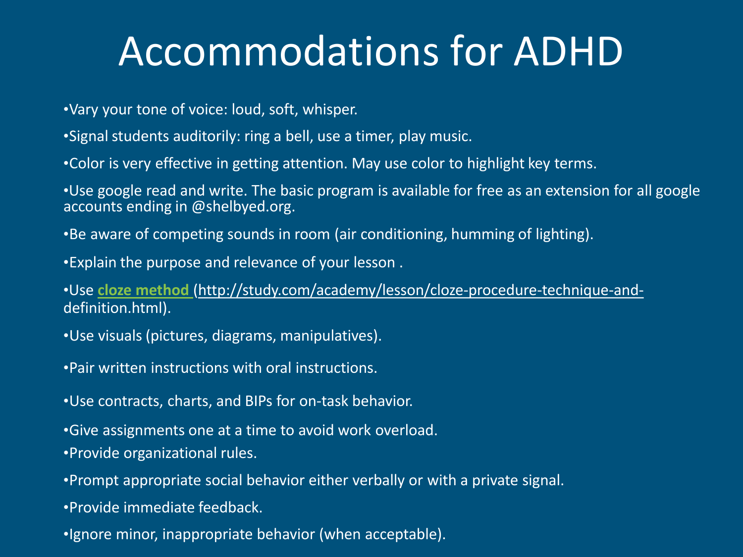# Accommodations for ADHD

- Vary your tone of voice: loud, soft, whisper.
- Signal students auditorily: ring a bell, use a timer, play music.
- Color is very effective in getting attention. May use color to highlight key terms.
- Use google read and write. The basic program is available for free as an extension for all google accounts ending in @shelbyed.org.
- Be aware of competing sounds in room (air conditioning, humming of lighting).
- Explain the purpose and relevance of your lesson .
- Use **cloze method** (http://study.com/academy/lesson/cloze-procedure-technique-and-definition.html).
- Use visuals (pictures, diagrams, manipulatives).
- Pair written instructions with oral instructions.
- Use contracts, charts, and BIPs for on-task behavior.
- Give assignments one at a time to avoid work overload.
- Provide organizational rules.
- Prompt appropriate social behavior either verbally or with a private signal.
- Provide immediate feedback.
- Ignore minor, inappropriate behavior (when acceptable).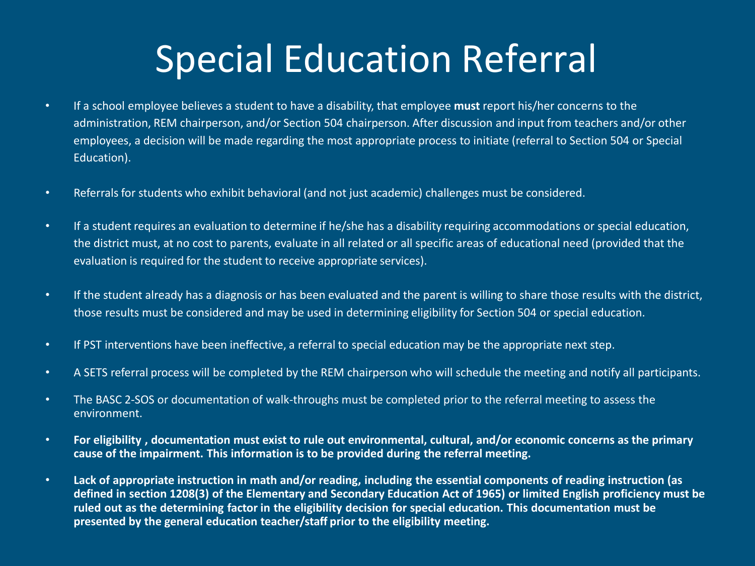# Special Education Referral

- If a school employee believes a student to have a disability, that employee **must** report his/her concerns to the administration, REM chairperson, and/or Section 504 chairperson. After discussion and input from teachers and/or other employees, a decision will be made regarding the most appropriate process to initiate (referral to Section 504 or Special Education).

- Referrals for students who exhibit behavioral (and not just academic) challenges must be considered.

- If a student requires an evaluation to determine if he/she has a disability requiring accommodations or special education, the district must, at no cost to parents, evaluate in all related or all specific areas of educational need (provided that the evaluation is required for the student to receive appropriate services).

- If the student already has a diagnosis or has been evaluated and the parent is willing to share those results with the district, those results must be considered and may be used in determining eligibility for Section 504 or special education.

- If PST interventions have been ineffective, a referral to special education may be the appropriate next step.

- A SETS referral process will be completed by the REM chairperson who will schedule the meeting and notify all participants.

- The BASC 2-SOS or documentation of walk-throughs must be completed prior to the referral meeting to assess the environment.

- **For eligibility , documentation must exist to rule out environmental, cultural, and/or economic concerns as the primary cause of the impairment. This information is to be provided during the referral meeting.**

- **Lack of appropriate instruction in math and/or reading, including the essential components of reading instruction (as defined in section 1208(3) of the Elementary and Secondary Education Act of 1965) or limited English proficiency must be ruled out as the determining factor in the eligibility decision for special education. This documentation must be presented by the general education teacher/staff prior to the eligibility meeting.**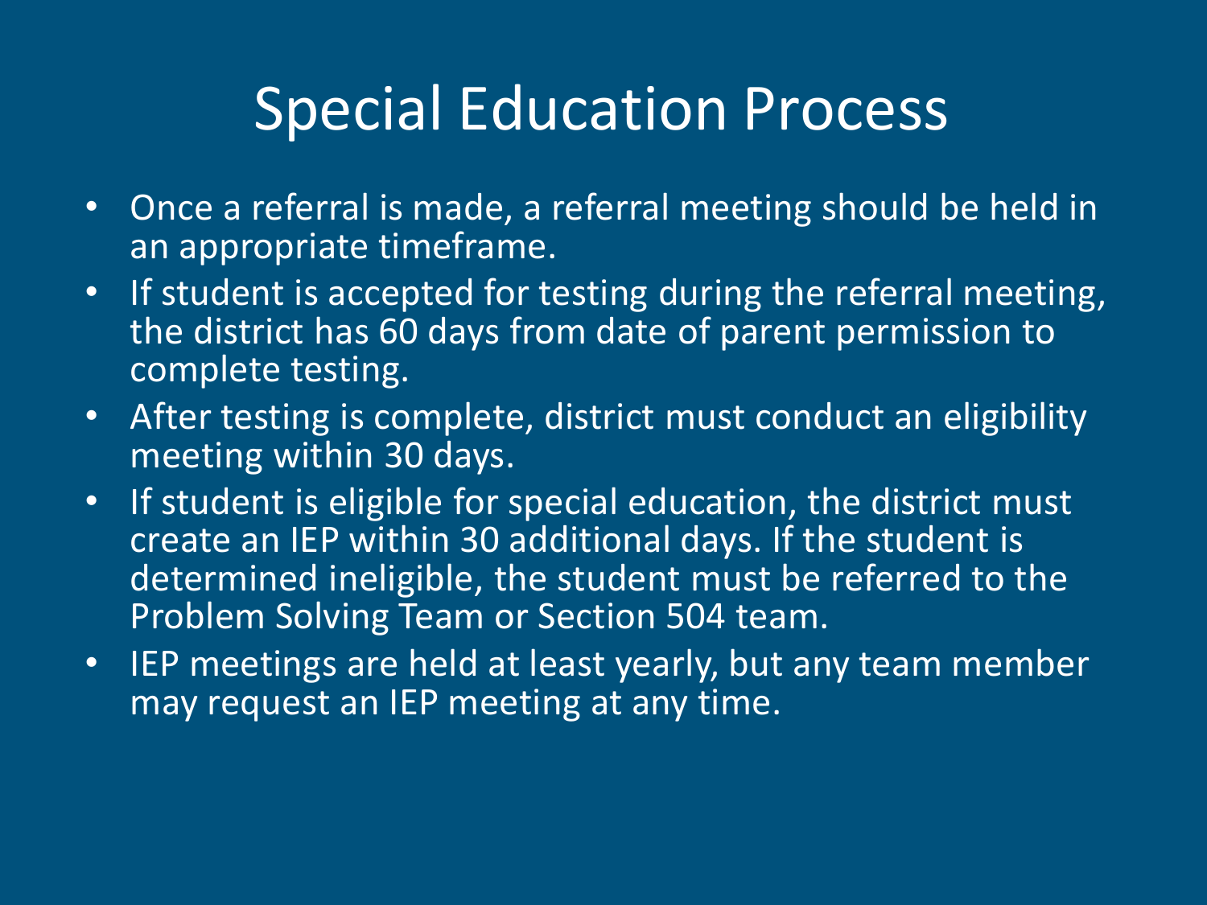# Special Education Process

- Once a referral is made, a referral meeting should be held in an appropriate timeframe.
- If student is accepted for testing during the referral meeting, the district has 60 days from date of parent permission to complete testing.
- After testing is complete, district must conduct an eligibility meeting within 30 days.
- If student is eligible for special education, the district must create an IEP within 30 additional days. If the student is determined ineligible, the student must be referred to the Problem Solving Team or Section 504 team.
- IEP meetings are held at least yearly, but any team member may request an IEP meeting at any time.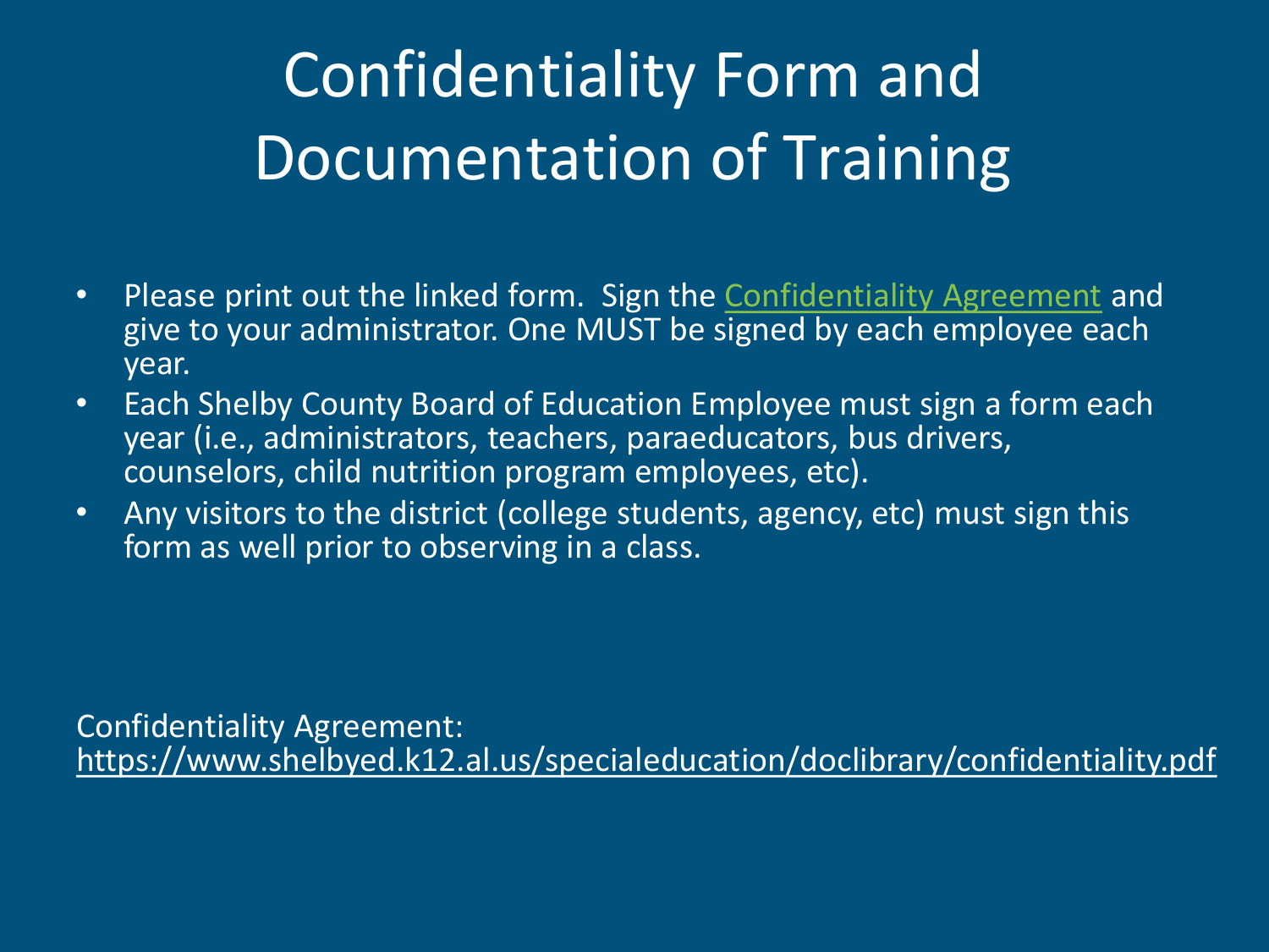# Confidentiality Form and Documentation of Training

- Please print out the linked form. Sign the [Confidentiality Agreement](https://www.shelbyed.k12.al.us/specialeducation/doclibrary/confidentiality.pdf) and give to your administrator. One MUST be signed by each employee each year.
- Each Shelby County Board of Education Employee must sign a form each year (i.e., administrators, teachers, paraeducators, bus drivers, counselors, child nutrition program employees, etc).
- Any visitors to the district (college students, agency, etc) must sign this form as well prior to observing in a class.

Confidentiality Agreement:
https://www.shelbyed.k12.al.us/specialeducation/doclibrary/confidentiality.pdf